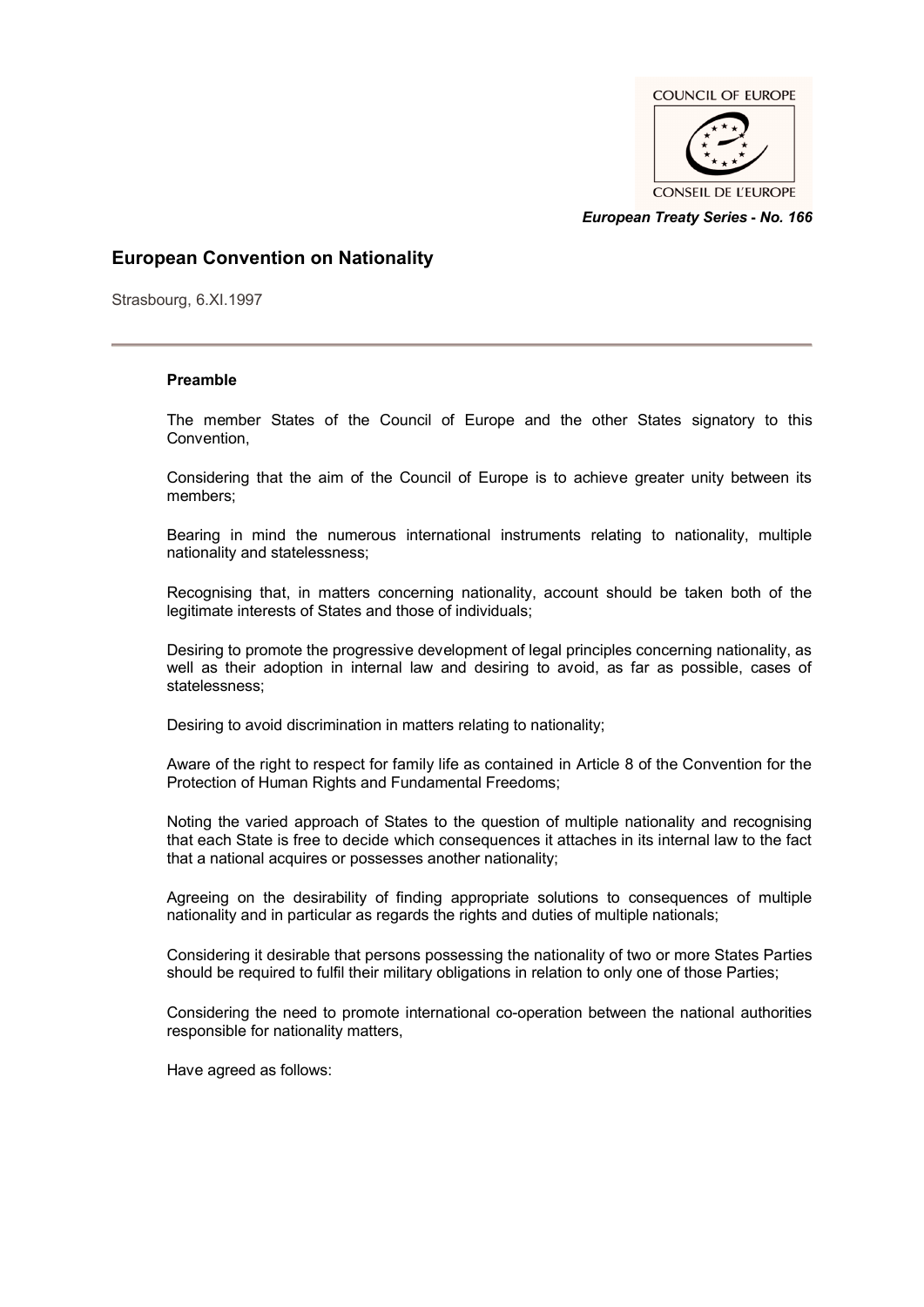COUNCIL OF EUROPE

CONSEIL DE L'EUROPE

*European Treaty Series - No. 166*

# European Convention on Nationality

Strasbourg, 6.XI.1997

---

**Preamble**

The member States of the Council of Europe and the other States signatory to this Convention,

Considering that the aim of the Council of Europe is to achieve greater unity between its members;

Bearing in mind the numerous international instruments relating to nationality, multiple nationality and statelessness;

Recognising that, in matters concerning nationality, account should be taken both of the legitimate interests of States and those of individuals;

Desiring to promote the progressive development of legal principles concerning nationality, as well as their adoption in internal law and desiring to avoid, as far as possible, cases of statelessness;

Desiring to avoid discrimination in matters relating to nationality;

Aware of the right to respect for family life as contained in Article 8 of the Convention for the Protection of Human Rights and Fundamental Freedoms;

Noting the varied approach of States to the question of multiple nationality and recognising that each State is free to decide which consequences it attaches in its internal law to the fact that a national acquires or possesses another nationality;

Agreeing on the desirability of finding appropriate solutions to consequences of multiple nationality and in particular as regards the rights and duties of multiple nationals;

Considering it desirable that persons possessing the nationality of two or more States Parties should be required to fulfil their military obligations in relation to only one of those Parties;

Considering the need to promote international co-operation between the national authorities responsible for nationality matters,

Have agreed as follows: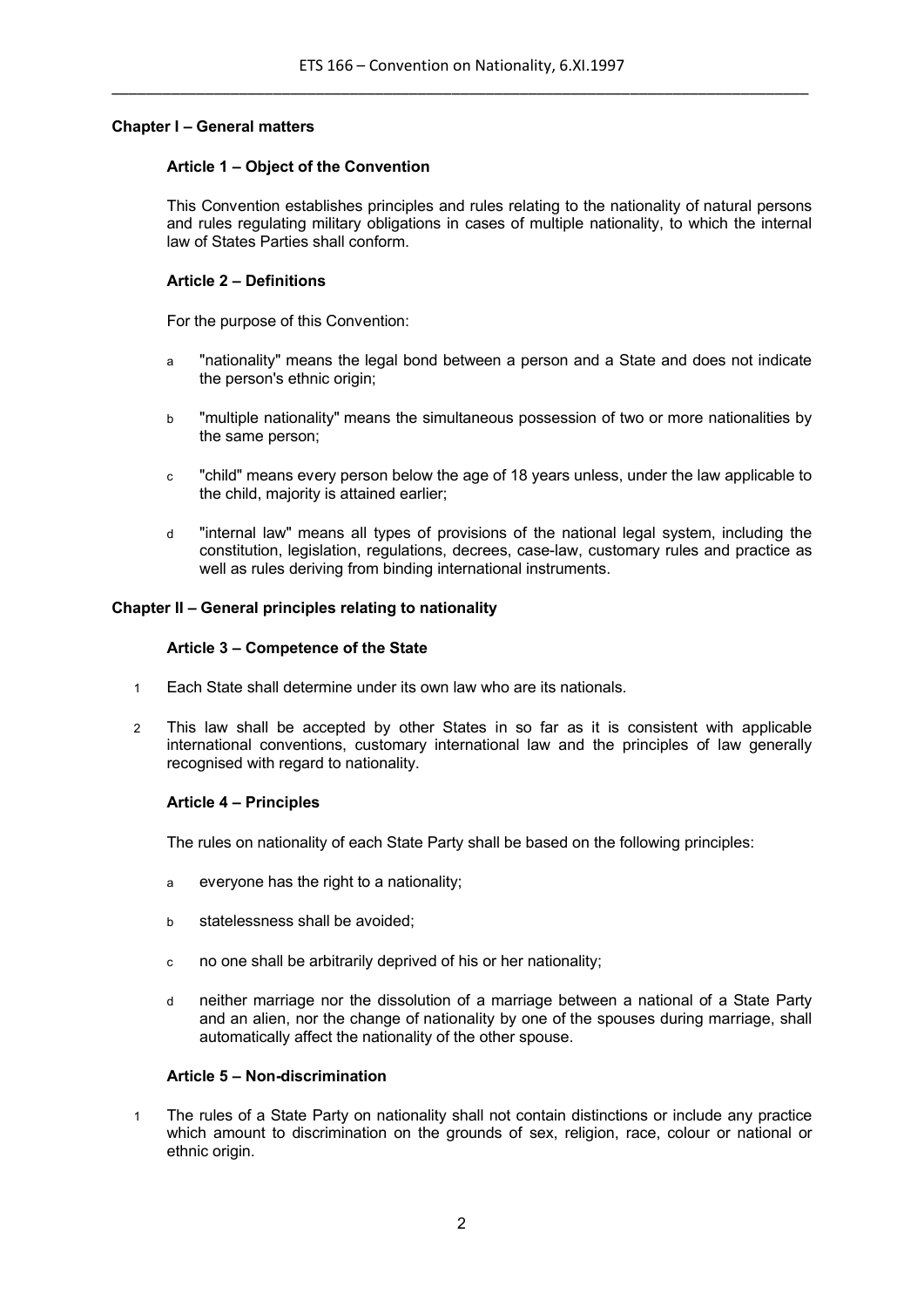## Chapter I – General matters

### Article 1 – Object of the Convention

This Convention establishes principles and rules relating to the nationality of natural persons and rules regulating military obligations in cases of multiple nationality, to which the internal law of States Parties shall conform.

### Article 2 – Definitions

For the purpose of this Convention:

a "nationality" means the legal bond between a person and a State and does not indicate the person's ethnic origin;

b "multiple nationality" means the simultaneous possession of two or more nationalities by the same person;

c "child" means every person below the age of 18 years unless, under the law applicable to the child, majority is attained earlier;

d "internal law" means all types of provisions of the national legal system, including the constitution, legislation, regulations, decrees, case-law, customary rules and practice as well as rules deriving from binding international instruments.

## Chapter II – General principles relating to nationality

### Article 3 – Competence of the State

1 Each State shall determine under its own law who are its nationals.

2 This law shall be accepted by other States in so far as it is consistent with applicable international conventions, customary international law and the principles of law generally recognised with regard to nationality.

### Article 4 – Principles

The rules on nationality of each State Party shall be based on the following principles:

a everyone has the right to a nationality;

b statelessness shall be avoided;

c no one shall be arbitrarily deprived of his or her nationality;

d neither marriage nor the dissolution of a marriage between a national of a State Party and an alien, nor the change of nationality by one of the spouses during marriage, shall automatically affect the nationality of the other spouse.

### Article 5 – Non-discrimination

1 The rules of a State Party on nationality shall not contain distinctions or include any practice which amount to discrimination on the grounds of sex, religion, race, colour or national or ethnic origin.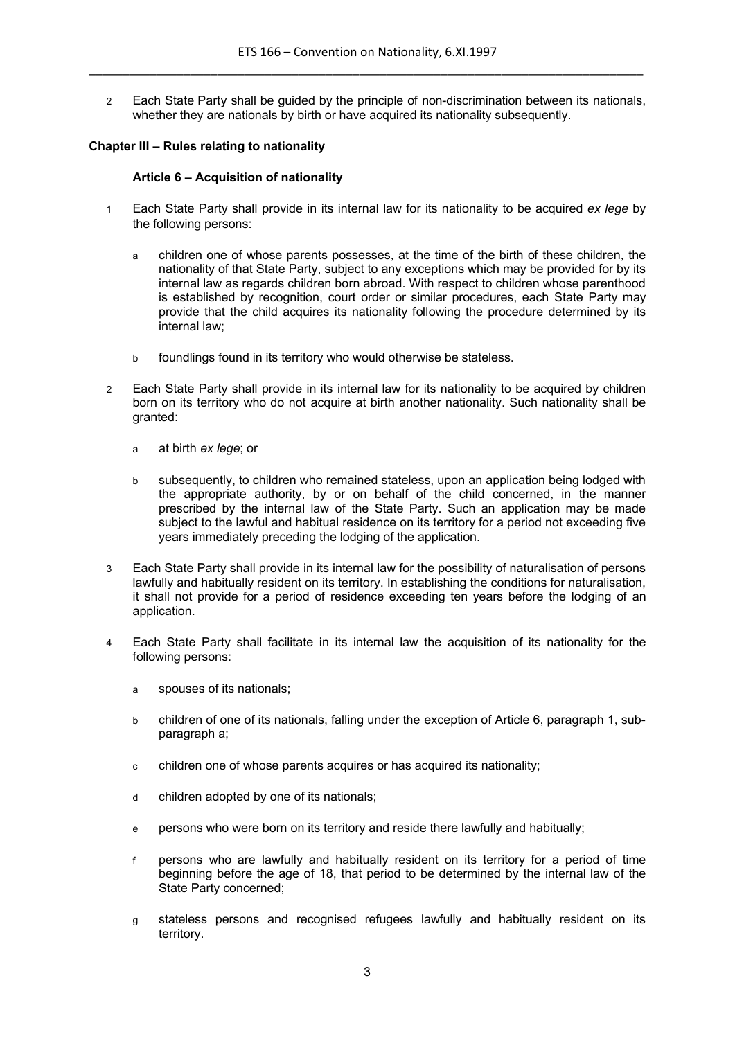2 Each State Party shall be guided by the principle of non-discrimination between its nationals, whether they are nationals by birth or have acquired its nationality subsequently.

## Chapter III – Rules relating to nationality

### Article 6 – Acquisition of nationality

1 Each State Party shall provide in its internal law for its nationality to be acquired *ex lege* by the following persons:

   a children one of whose parents possesses, at the time of the birth of these children, the nationality of that State Party, subject to any exceptions which may be provided for by its internal law as regards children born abroad. With respect to children whose parenthood is established by recognition, court order or similar procedures, each State Party may provide that the child acquires its nationality following the procedure determined by its internal law;

   b foundlings found in its territory who would otherwise be stateless.

2 Each State Party shall provide in its internal law for its nationality to be acquired by children born on its territory who do not acquire at birth another nationality. Such nationality shall be granted:

   a at birth *ex lege*; or

   b subsequently, to children who remained stateless, upon an application being lodged with the appropriate authority, by or on behalf of the child concerned, in the manner prescribed by the internal law of the State Party. Such an application may be made subject to the lawful and habitual residence on its territory for a period not exceeding five years immediately preceding the lodging of the application.

3 Each State Party shall provide in its internal law for the possibility of naturalisation of persons lawfully and habitually resident on its territory. In establishing the conditions for naturalisation, it shall not provide for a period of residence exceeding ten years before the lodging of an application.

4 Each State Party shall facilitate in its internal law the acquisition of its nationality for the following persons:

   a spouses of its nationals;

   b children of one of its nationals, falling under the exception of Article 6, paragraph 1, sub-paragraph a;

   c children one of whose parents acquires or has acquired its nationality;

   d children adopted by one of its nationals;

   e persons who were born on its territory and reside there lawfully and habitually;

   f persons who are lawfully and habitually resident on its territory for a period of time beginning before the age of 18, that period to be determined by the internal law of the State Party concerned;

   g stateless persons and recognised refugees lawfully and habitually resident on its territory.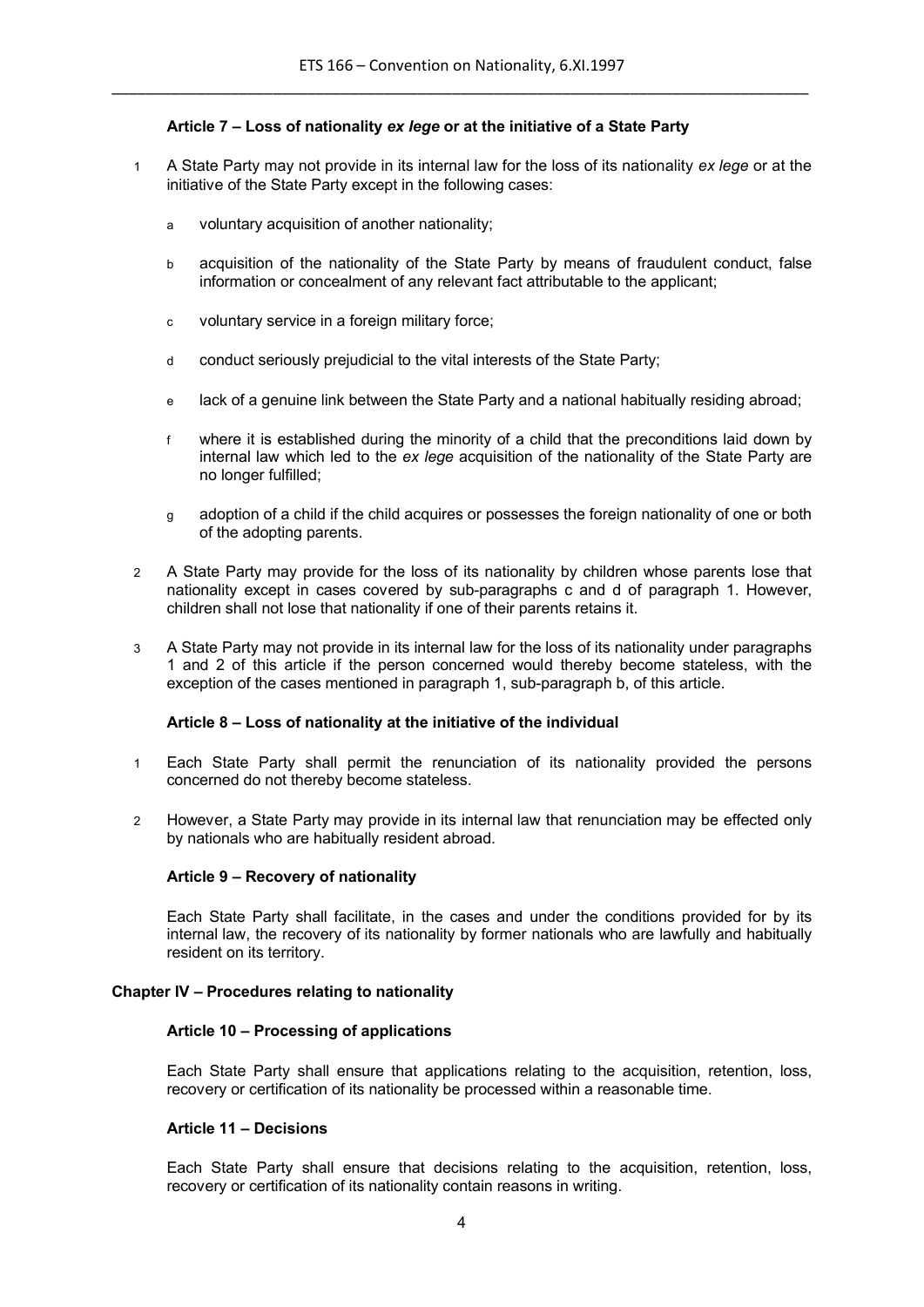### Article 7 – Loss of nationality *ex lege* or at the initiative of a State Party

1 A State Party may not provide in its internal law for the loss of its nationality *ex lege* or at the initiative of the State Party except in the following cases:

   a voluntary acquisition of another nationality;

   b acquisition of the nationality of the State Party by means of fraudulent conduct, false information or concealment of any relevant fact attributable to the applicant;

   c voluntary service in a foreign military force;

   d conduct seriously prejudicial to the vital interests of the State Party;

   e lack of a genuine link between the State Party and a national habitually residing abroad;

   f where it is established during the minority of a child that the preconditions laid down by internal law which led to the *ex lege* acquisition of the nationality of the State Party are no longer fulfilled;

   g adoption of a child if the child acquires or possesses the foreign nationality of one or both of the adopting parents.

2 A State Party may provide for the loss of its nationality by children whose parents lose that nationality except in cases covered by sub-paragraphs c and d of paragraph 1. However, children shall not lose that nationality if one of their parents retains it.

3 A State Party may not provide in its internal law for the loss of its nationality under paragraphs 1 and 2 of this article if the person concerned would thereby become stateless, with the exception of the cases mentioned in paragraph 1, sub-paragraph b, of this article.

### Article 8 – Loss of nationality at the initiative of the individual

1 Each State Party shall permit the renunciation of its nationality provided the persons concerned do not thereby become stateless.

2 However, a State Party may provide in its internal law that renunciation may be effected only by nationals who are habitually resident abroad.

### Article 9 – Recovery of nationality

Each State Party shall facilitate, in the cases and under the conditions provided for by its internal law, the recovery of its nationality by former nationals who are lawfully and habitually resident on its territory.

## Chapter IV – Procedures relating to nationality

### Article 10 – Processing of applications

Each State Party shall ensure that applications relating to the acquisition, retention, loss, recovery or certification of its nationality be processed within a reasonable time.

### Article 11 – Decisions

Each State Party shall ensure that decisions relating to the acquisition, retention, loss, recovery or certification of its nationality contain reasons in writing.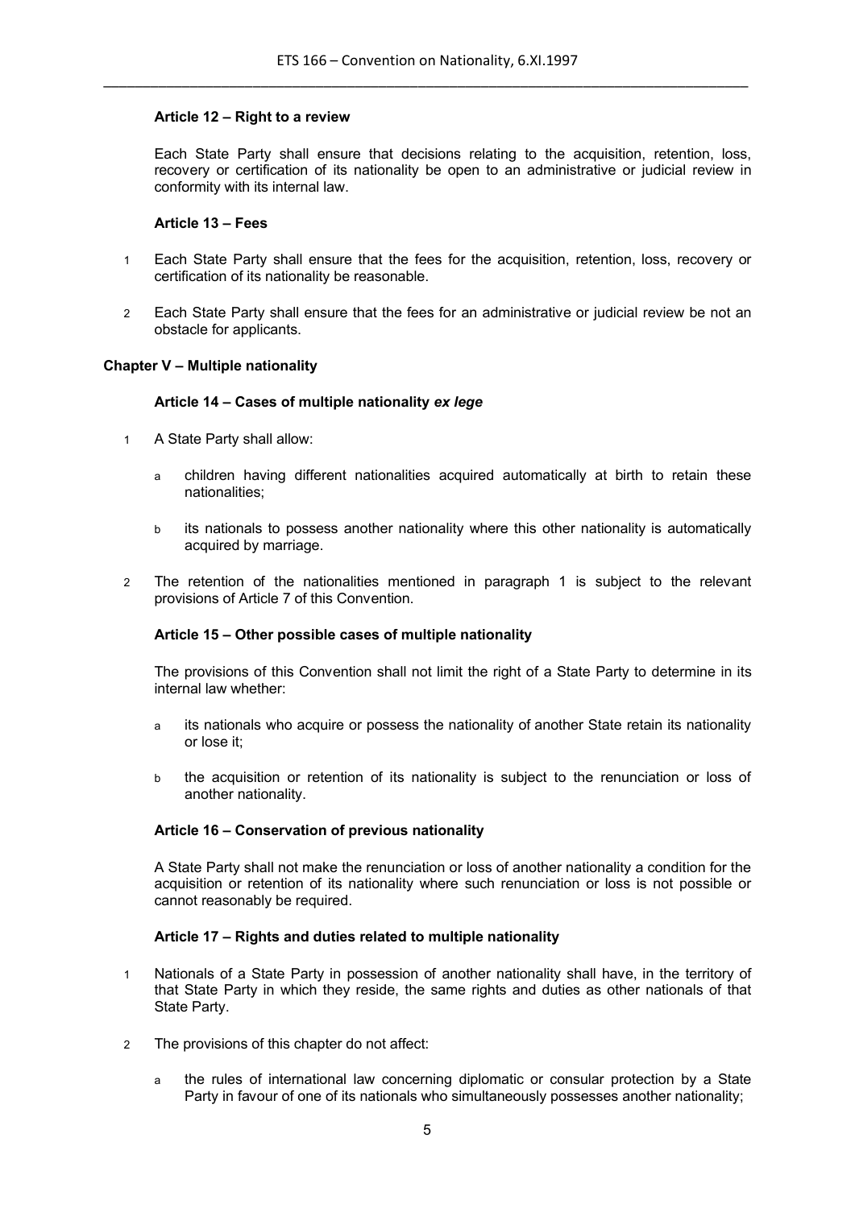#### Article 12 – Right to a review

Each State Party shall ensure that decisions relating to the acquisition, retention, loss, recovery or certification of its nationality be open to an administrative or judicial review in conformity with its internal law.

#### Article 13 – Fees

1 Each State Party shall ensure that the fees for the acquisition, retention, loss, recovery or certification of its nationality be reasonable.

2 Each State Party shall ensure that the fees for an administrative or judicial review be not an obstacle for applicants.

### Chapter V – Multiple nationality

#### Article 14 – Cases of multiple nationality *ex lege*

1 A State Party shall allow:

a children having different nationalities acquired automatically at birth to retain these nationalities;

b its nationals to possess another nationality where this other nationality is automatically acquired by marriage.

2 The retention of the nationalities mentioned in paragraph 1 is subject to the relevant provisions of Article 7 of this Convention.

#### Article 15 – Other possible cases of multiple nationality

The provisions of this Convention shall not limit the right of a State Party to determine in its internal law whether:

a its nationals who acquire or possess the nationality of another State retain its nationality or lose it;

b the acquisition or retention of its nationality is subject to the renunciation or loss of another nationality.

#### Article 16 – Conservation of previous nationality

A State Party shall not make the renunciation or loss of another nationality a condition for the acquisition or retention of its nationality where such renunciation or loss is not possible or cannot reasonably be required.

#### Article 17 – Rights and duties related to multiple nationality

1 Nationals of a State Party in possession of another nationality shall have, in the territory of that State Party in which they reside, the same rights and duties as other nationals of that State Party.

2 The provisions of this chapter do not affect:

a the rules of international law concerning diplomatic or consular protection by a State Party in favour of one of its nationals who simultaneously possesses another nationality;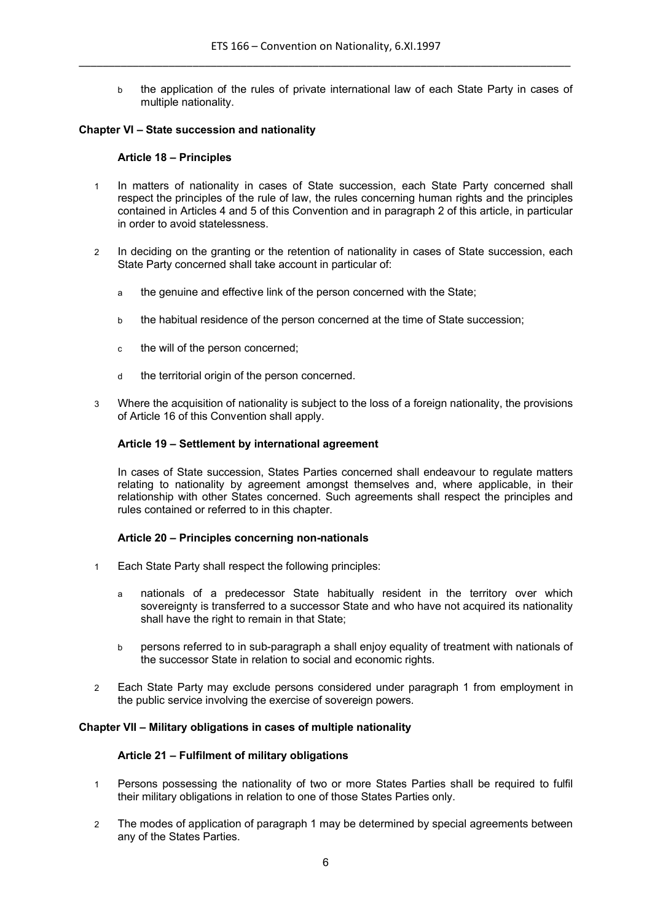b the application of the rules of private international law of each State Party in cases of multiple nationality.

## Chapter VI – State succession and nationality

### Article 18 – Principles

1 In matters of nationality in cases of State succession, each State Party concerned shall respect the principles of the rule of law, the rules concerning human rights and the principles contained in Articles 4 and 5 of this Convention and in paragraph 2 of this article, in particular in order to avoid statelessness.

2 In deciding on the granting or the retention of nationality in cases of State succession, each State Party concerned shall take account in particular of:

a the genuine and effective link of the person concerned with the State;

b the habitual residence of the person concerned at the time of State succession;

c the will of the person concerned;

d the territorial origin of the person concerned.

3 Where the acquisition of nationality is subject to the loss of a foreign nationality, the provisions of Article 16 of this Convention shall apply.

### Article 19 – Settlement by international agreement

In cases of State succession, States Parties concerned shall endeavour to regulate matters relating to nationality by agreement amongst themselves and, where applicable, in their relationship with other States concerned. Such agreements shall respect the principles and rules contained or referred to in this chapter.

### Article 20 – Principles concerning non-nationals

1 Each State Party shall respect the following principles:

a nationals of a predecessor State habitually resident in the territory over which sovereignty is transferred to a successor State and who have not acquired its nationality shall have the right to remain in that State;

b persons referred to in sub-paragraph a shall enjoy equality of treatment with nationals of the successor State in relation to social and economic rights.

2 Each State Party may exclude persons considered under paragraph 1 from employment in the public service involving the exercise of sovereign powers.

## Chapter VII – Military obligations in cases of multiple nationality

### Article 21 – Fulfilment of military obligations

1 Persons possessing the nationality of two or more States Parties shall be required to fulfil their military obligations in relation to one of those States Parties only.

2 The modes of application of paragraph 1 may be determined by special agreements between any of the States Parties.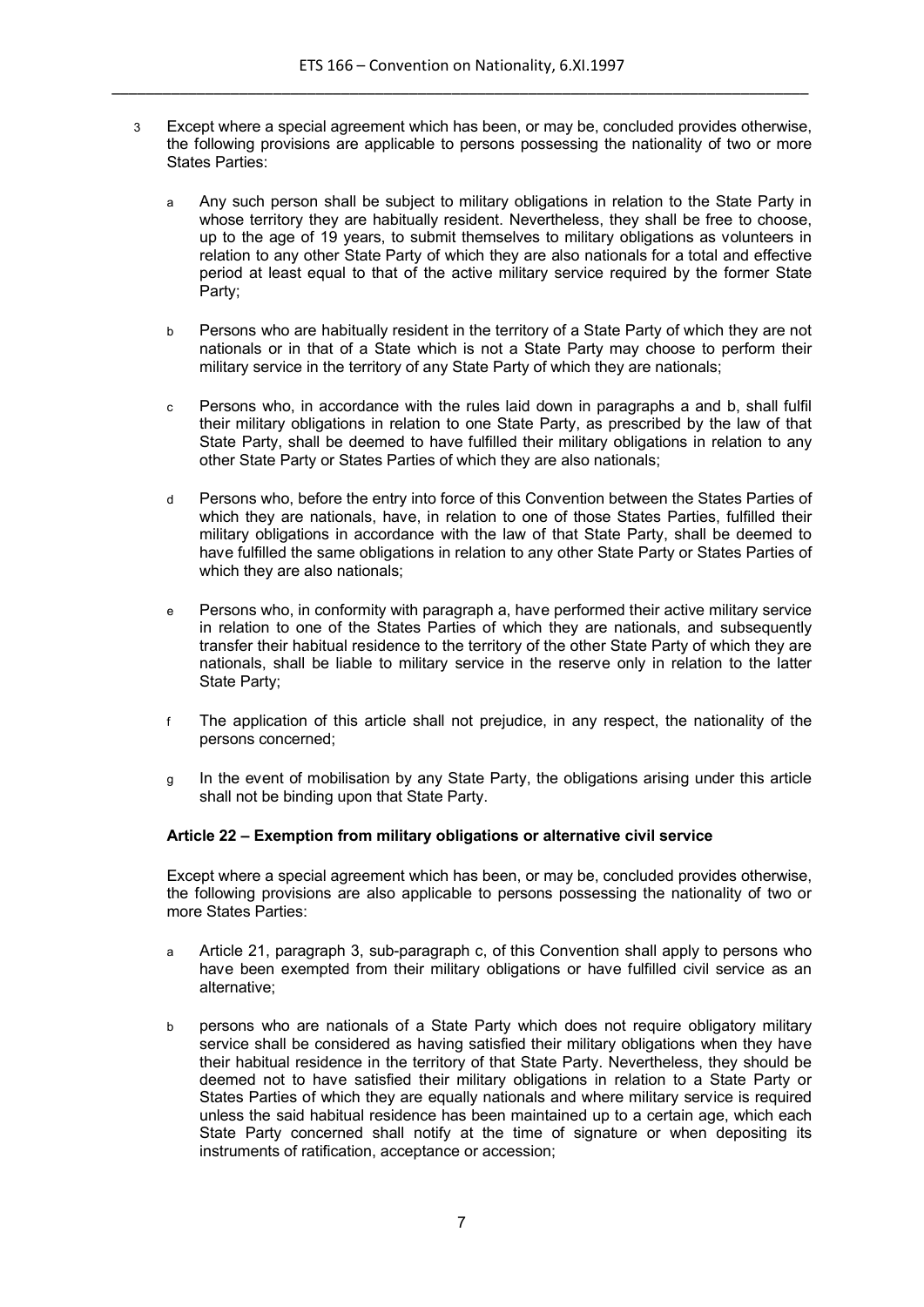3 Except where a special agreement which has been, or may be, concluded provides otherwise, the following provisions are applicable to persons possessing the nationality of two or more States Parties:

   a Any such person shall be subject to military obligations in relation to the State Party in whose territory they are habitually resident. Nevertheless, they shall be free to choose, up to the age of 19 years, to submit themselves to military obligations as volunteers in relation to any other State Party of which they are also nationals for a total and effective period at least equal to that of the active military service required by the former State Party;

   b Persons who are habitually resident in the territory of a State Party of which they are not nationals or in that of a State which is not a State Party may choose to perform their military service in the territory of any State Party of which they are nationals;

   c Persons who, in accordance with the rules laid down in paragraphs a and b, shall fulfil their military obligations in relation to one State Party, as prescribed by the law of that State Party, shall be deemed to have fulfilled their military obligations in relation to any other State Party or States Parties of which they are also nationals;

   d Persons who, before the entry into force of this Convention between the States Parties of which they are nationals, have, in relation to one of those States Parties, fulfilled their military obligations in accordance with the law of that State Party, shall be deemed to have fulfilled the same obligations in relation to any other State Party or States Parties of which they are also nationals;

   e Persons who, in conformity with paragraph a, have performed their active military service in relation to one of the States Parties of which they are nationals, and subsequently transfer their habitual residence to the territory of the other State Party of which they are nationals, shall be liable to military service in the reserve only in relation to the latter State Party;

   f The application of this article shall not prejudice, in any respect, the nationality of the persons concerned;

   g In the event of mobilisation by any State Party, the obligations arising under this article shall not be binding upon that State Party.

### Article 22 – Exemption from military obligations or alternative civil service

Except where a special agreement which has been, or may be, concluded provides otherwise, the following provisions are also applicable to persons possessing the nationality of two or more States Parties:

a Article 21, paragraph 3, sub-paragraph c, of this Convention shall apply to persons who have been exempted from their military obligations or have fulfilled civil service as an alternative;

b persons who are nationals of a State Party which does not require obligatory military service shall be considered as having satisfied their military obligations when they have their habitual residence in the territory of that State Party. Nevertheless, they should be deemed not to have satisfied their military obligations in relation to a State Party or States Parties of which they are equally nationals and where military service is required unless the said habitual residence has been maintained up to a certain age, which each State Party concerned shall notify at the time of signature or when depositing its instruments of ratification, acceptance or accession;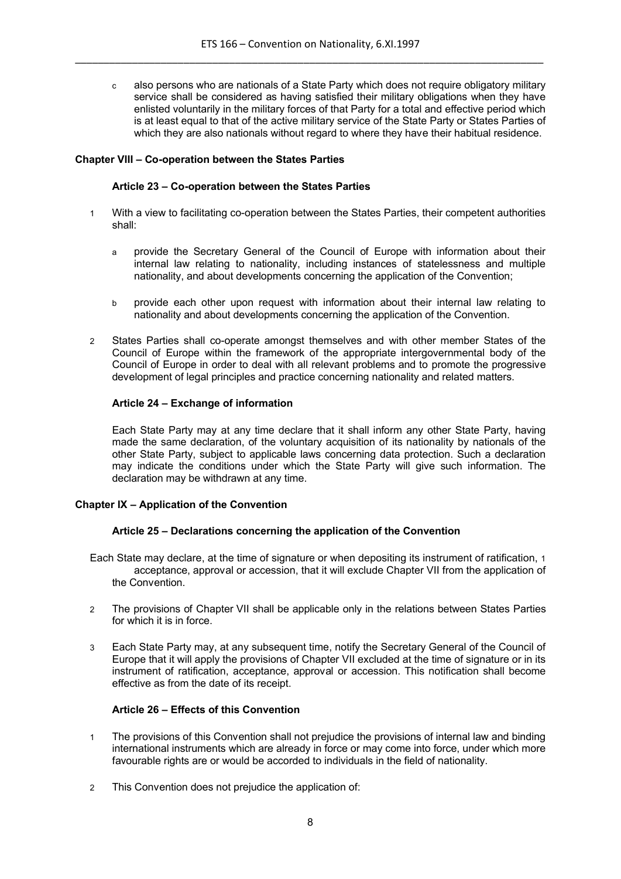c also persons who are nationals of a State Party which does not require obligatory military service shall be considered as having satisfied their military obligations when they have enlisted voluntarily in the military forces of that Party for a total and effective period which is at least equal to that of the active military service of the State Party or States Parties of which they are also nationals without regard to where they have their habitual residence.

## Chapter VIII – Co-operation between the States Parties

### Article 23 – Co-operation between the States Parties

1 With a view to facilitating co-operation between the States Parties, their competent authorities shall:

a provide the Secretary General of the Council of Europe with information about their internal law relating to nationality, including instances of statelessness and multiple nationality, and about developments concerning the application of the Convention;

b provide each other upon request with information about their internal law relating to nationality and about developments concerning the application of the Convention.

2 States Parties shall co-operate amongst themselves and with other member States of the Council of Europe within the framework of the appropriate intergovernmental body of the Council of Europe in order to deal with all relevant problems and to promote the progressive development of legal principles and practice concerning nationality and related matters.

### Article 24 – Exchange of information

Each State Party may at any time declare that it shall inform any other State Party, having made the same declaration, of the voluntary acquisition of its nationality by nationals of the other State Party, subject to applicable laws concerning data protection. Such a declaration may indicate the conditions under which the State Party will give such information. The declaration may be withdrawn at any time.

## Chapter IX – Application of the Convention

### Article 25 – Declarations concerning the application of the Convention

1 Each State may declare, at the time of signature or when depositing its instrument of ratification, acceptance, approval or accession, that it will exclude Chapter VII from the application of the Convention.

2 The provisions of Chapter VII shall be applicable only in the relations between States Parties for which it is in force.

3 Each State Party may, at any subsequent time, notify the Secretary General of the Council of Europe that it will apply the provisions of Chapter VII excluded at the time of signature or in its instrument of ratification, acceptance, approval or accession. This notification shall become effective as from the date of its receipt.

### Article 26 – Effects of this Convention

1 The provisions of this Convention shall not prejudice the provisions of internal law and binding international instruments which are already in force or may come into force, under which more favourable rights are or would be accorded to individuals in the field of nationality.

2 This Convention does not prejudice the application of: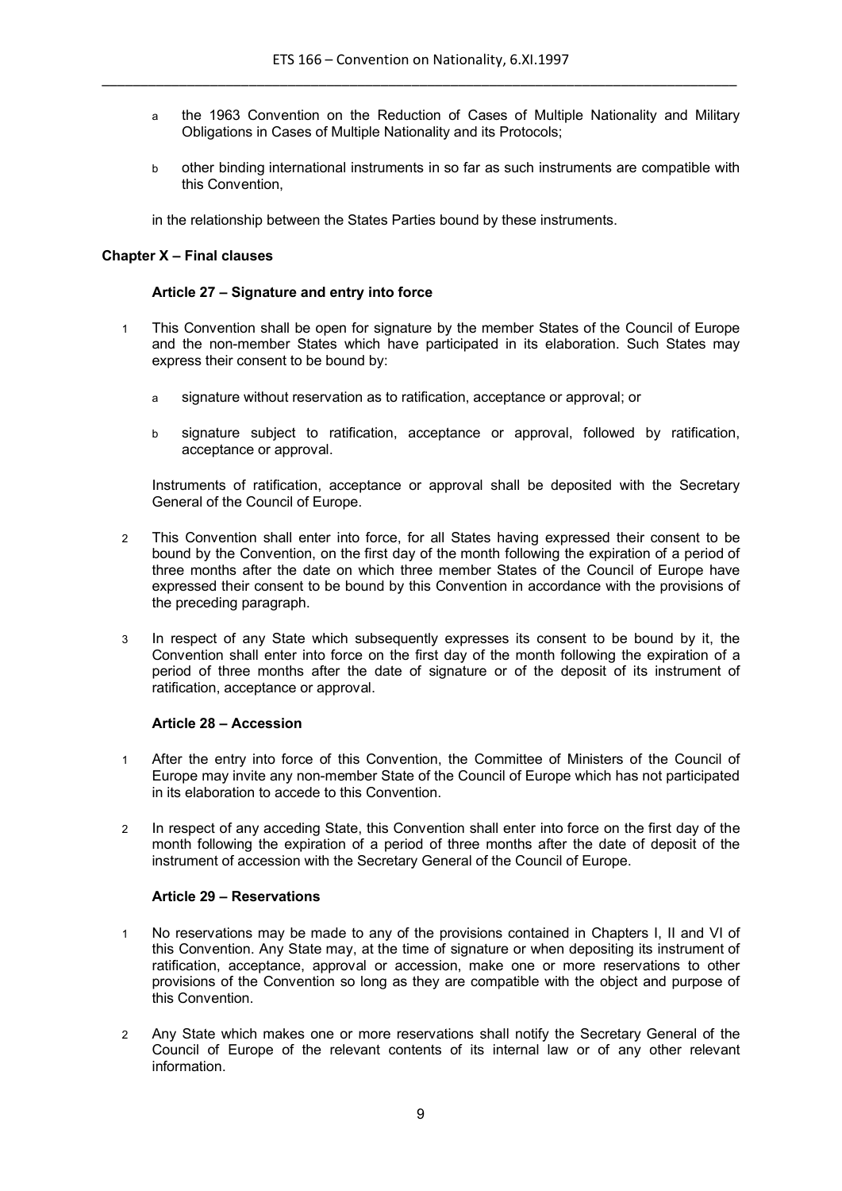a the 1963 Convention on the Reduction of Cases of Multiple Nationality and Military Obligations in Cases of Multiple Nationality and its Protocols;

b other binding international instruments in so far as such instruments are compatible with this Convention,

in the relationship between the States Parties bound by these instruments.

## Chapter X – Final clauses

### Article 27 – Signature and entry into force

1 This Convention shall be open for signature by the member States of the Council of Europe and the non-member States which have participated in its elaboration. Such States may express their consent to be bound by:

a signature without reservation as to ratification, acceptance or approval; or

b signature subject to ratification, acceptance or approval, followed by ratification, acceptance or approval.

Instruments of ratification, acceptance or approval shall be deposited with the Secretary General of the Council of Europe.

2 This Convention shall enter into force, for all States having expressed their consent to be bound by the Convention, on the first day of the month following the expiration of a period of three months after the date on which three member States of the Council of Europe have expressed their consent to be bound by this Convention in accordance with the provisions of the preceding paragraph.

3 In respect of any State which subsequently expresses its consent to be bound by it, the Convention shall enter into force on the first day of the month following the expiration of a period of three months after the date of signature or of the deposit of its instrument of ratification, acceptance or approval.

### Article 28 – Accession

1 After the entry into force of this Convention, the Committee of Ministers of the Council of Europe may invite any non-member State of the Council of Europe which has not participated in its elaboration to accede to this Convention.

2 In respect of any acceding State, this Convention shall enter into force on the first day of the month following the expiration of a period of three months after the date of deposit of the instrument of accession with the Secretary General of the Council of Europe.

### Article 29 – Reservations

1 No reservations may be made to any of the provisions contained in Chapters I, II and VI of this Convention. Any State may, at the time of signature or when depositing its instrument of ratification, acceptance, approval or accession, make one or more reservations to other provisions of the Convention so long as they are compatible with the object and purpose of this Convention.

2 Any State which makes one or more reservations shall notify the Secretary General of the Council of Europe of the relevant contents of its internal law or of any other relevant information.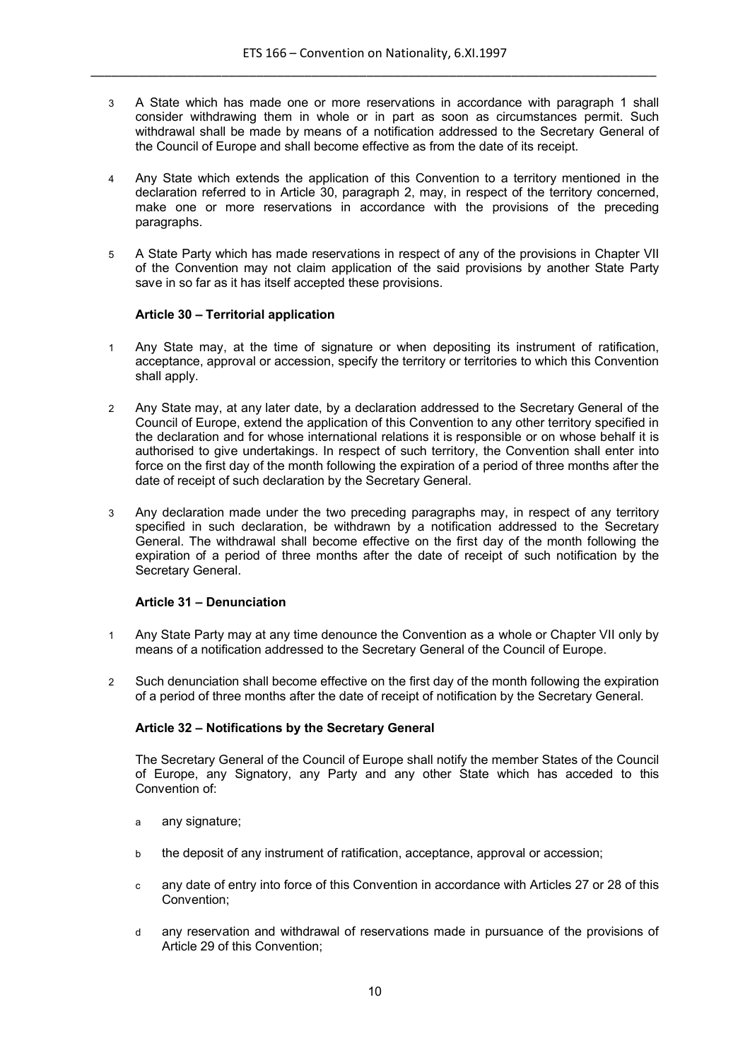3. A State which has made one or more reservations in accordance with paragraph 1 shall consider withdrawing them in whole or in part as soon as circumstances permit. Such withdrawal shall be made by means of a notification addressed to the Secretary General of the Council of Europe and shall become effective as from the date of its receipt.

4. Any State which extends the application of this Convention to a territory mentioned in the declaration referred to in Article 30, paragraph 2, may, in respect of the territory concerned, make one or more reservations in accordance with the provisions of the preceding paragraphs.

5. A State Party which has made reservations in respect of any of the provisions in Chapter VII of the Convention may not claim application of the said provisions by another State Party save in so far as it has itself accepted these provisions.

### Article 30 – Territorial application

1. Any State may, at the time of signature or when depositing its instrument of ratification, acceptance, approval or accession, specify the territory or territories to which this Convention shall apply.

2. Any State may, at any later date, by a declaration addressed to the Secretary General of the Council of Europe, extend the application of this Convention to any other territory specified in the declaration and for whose international relations it is responsible or on whose behalf it is authorised to give undertakings. In respect of such territory, the Convention shall enter into force on the first day of the month following the expiration of a period of three months after the date of receipt of such declaration by the Secretary General.

3. Any declaration made under the two preceding paragraphs may, in respect of any territory specified in such declaration, be withdrawn by a notification addressed to the Secretary General. The withdrawal shall become effective on the first day of the month following the expiration of a period of three months after the date of receipt of such notification by the Secretary General.

### Article 31 – Denunciation

1. Any State Party may at any time denounce the Convention as a whole or Chapter VII only by means of a notification addressed to the Secretary General of the Council of Europe.

2. Such denunciation shall become effective on the first day of the month following the expiration of a period of three months after the date of receipt of notification by the Secretary General.

### Article 32 – Notifications by the Secretary General

The Secretary General of the Council of Europe shall notify the member States of the Council of Europe, any Signatory, any Party and any other State which has acceded to this Convention of:

a. any signature;

b. the deposit of any instrument of ratification, acceptance, approval or accession;

c. any date of entry into force of this Convention in accordance with Articles 27 or 28 of this Convention;

d. any reservation and withdrawal of reservations made in pursuance of the provisions of Article 29 of this Convention;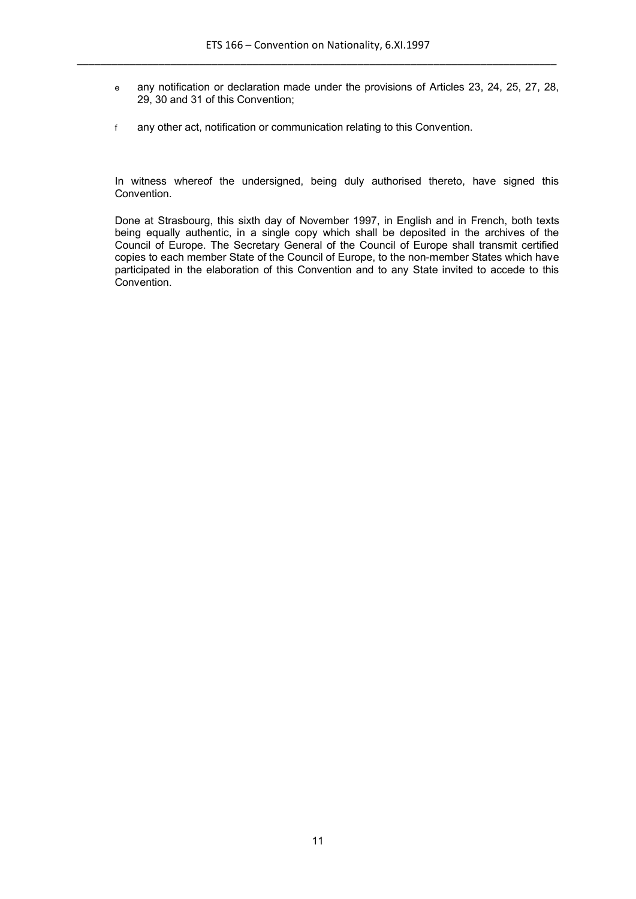e any notification or declaration made under the provisions of Articles 23, 24, 25, 27, 28, 29, 30 and 31 of this Convention;

f any other act, notification or communication relating to this Convention.

In witness whereof the undersigned, being duly authorised thereto, have signed this Convention.

Done at Strasbourg, this sixth day of November 1997, in English and in French, both texts being equally authentic, in a single copy which shall be deposited in the archives of the Council of Europe. The Secretary General of the Council of Europe shall transmit certified copies to each member State of the Council of Europe, to the non-member States which have participated in the elaboration of this Convention and to any State invited to accede to this Convention.